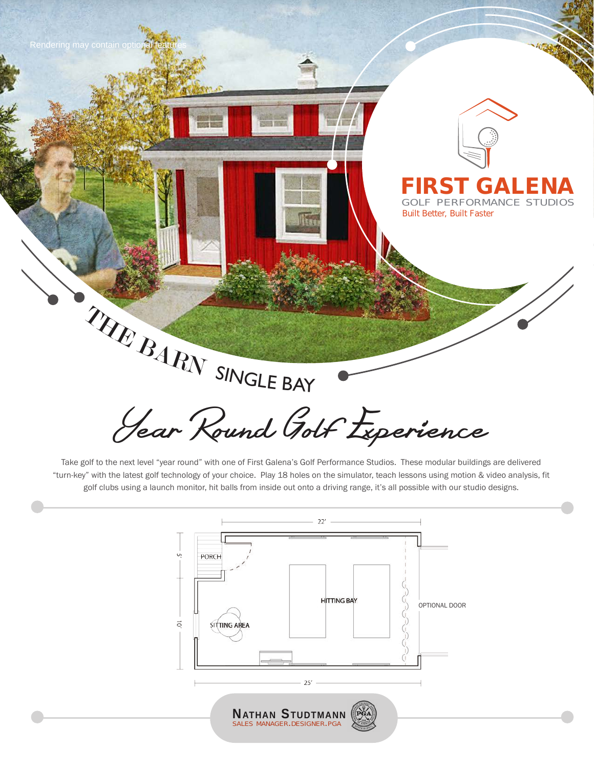Rendering may contain optional features

# FIRST GALENA

GOLF PERFORMANCE STUDIOS

Built Better, Built Faster

## THE BARN SINGLE BAY

## *Year Round Golf Experience*

Take golf to the next level "year round" with one of First Galena's Golf Performance Studios. These modular buildings are delivered "turn-key" with the latest golf technology of your choice. Play 18 holes on the simulator, teach lessons using motion & video analysis, fit golf clubs using a launch monitor, hit balls from inside out onto a driving range, it's all possible with our studio designs.

22'

5'

PORCH

HITTING BAY

OPTIONAL DOOR

10'

SITTING AREA

25'

**NATHAN STUDTMANN**

SALES MANAGER.DESIGNER.PGA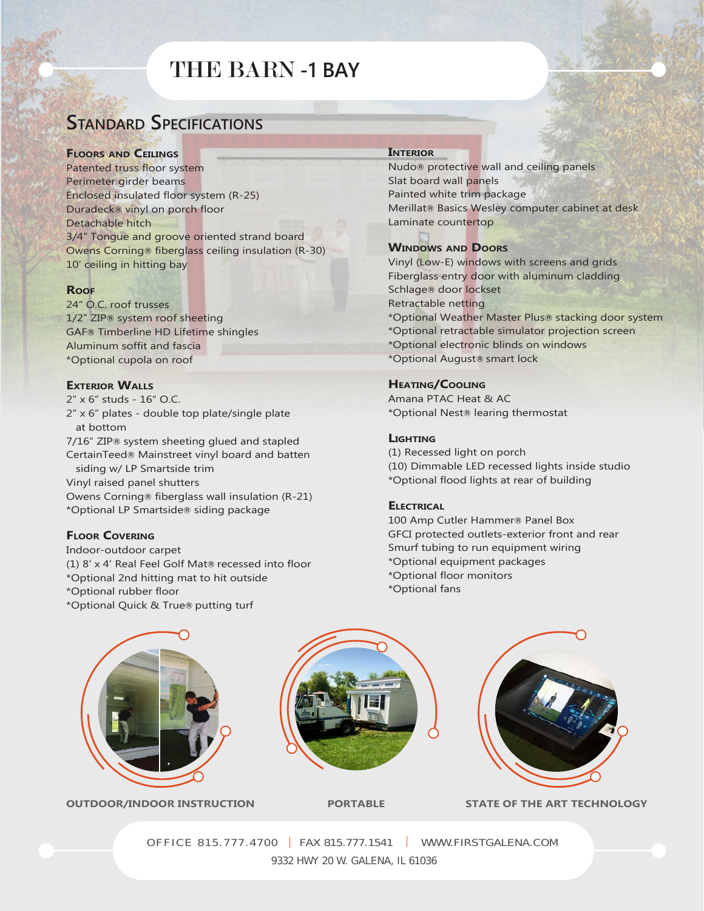# THE BARN -1 BAY

## Standard Specifications

### Floors and Ceilings
Patented truss floor system
Perimeter girder beams
Enclosed insulated floor system (R-25)
Duradeck® vinyl on porch floor
Detachable hitch
3/4" Tongue and groove oriented strand board
Owens Corning® fiberglass ceiling insulation (R-30)
10' ceiling in hitting bay

### Roof
24" O.C. roof trusses
1/2" ZIP® system roof sheeting
GAF® Timberline HD Lifetime shingles
Aluminum soffit and fascia
*Optional cupola on roof

### Exterior Walls
2" x 6" studs - 16" O.C.
2" x 6" plates - double top plate/single plate at bottom
7/16" ZIP® system sheeting glued and stapled
CertainTeed® Mainstreet vinyl board and batten siding w/ LP Smartside trim
Vinyl raised panel shutters
Owens Corning® fiberglass wall insulation (R-21)
*Optional LP Smartside® siding package

### Floor Covering
Indoor-outdoor carpet
(1) 8' x 4' Real Feel Golf Mat® recessed into floor
*Optional 2nd hitting mat to hit outside
*Optional rubber floor
*Optional Quick & True® putting turf

### Interior
Nudo® protective wall and ceiling panels
Slat board wall panels
Painted white trim package
Merillat® Basics Wesley computer cabinet at desk
Laminate countertop

### Windows and Doors
Vinyl (Low-E) windows with screens and grids
Fiberglass entry door with aluminum cladding
Schlage® door lockset
Retractable netting
*Optional Weather Master Plus® stacking door system
*Optional retractable simulator projection screen
*Optional electronic blinds on windows
*Optional August® smart lock

### Heating/Cooling
Amana PTAC Heat & AC
*Optional Nest® learing thermostat

### Lighting
(1) Recessed light on porch
(10) Dimmable LED recessed lights inside studio
*Optional flood lights at rear of building

### Electrical
100 Amp Cutler Hammer® Panel Box
GFCI protected outlets-exterior front and rear
Smurf tubing to run equipment wiring
*Optional equipment packages
*Optional floor monitors
*Optional fans

**OUTDOOR/INDOOR INSTRUCTION**

**PORTABLE**

**STATE OF THE ART TECHNOLOGY**

OFFICE 815.777.4700 | FAX 815.777.1541 | WWW.FIRSTGALENA.COM
9332 HWY 20 W. GALENA, IL 61036